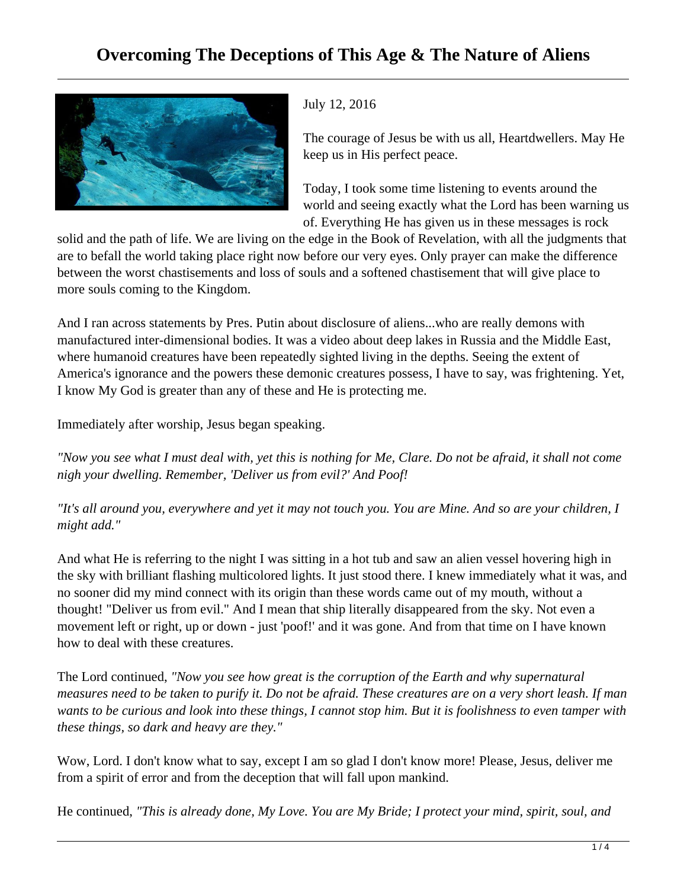# Overcoming The Deceptions of This Age & The Nature of Aliens

July 12, 2016

The courage of Jesus be with us all, Heartdwellers. May He keep us in His perfect peace.

Today, I took some time listening to events around the world and seeing exactly what the Lord has been warning us of. Everything He has given us in these messages is rock solid and the path of life. We are living on the edge in the Book of Revelation, with all the judgments that are to befall the world taking place right now before our very eyes. Only prayer can make the difference between the worst chastisements and loss of souls and a softened chastisement that will give place to more souls coming to the Kingdom.

And I ran across statements by Pres. Putin about disclosure of aliens...who are really demons with manufactured inter-dimensional bodies. It was a video about deep lakes in Russia and the Middle East, where humanoid creatures have been repeatedly sighted living in the depths. Seeing the extent of America's ignorance and the powers these demonic creatures possess, I have to say, was frightening. Yet, I know My God is greater than any of these and He is protecting me.

Immediately after worship, Jesus began speaking.

*"Now you see what I must deal with, yet this is nothing for Me, Clare. Do not be afraid, it shall not come nigh your dwelling. Remember, 'Deliver us from evil?' And Poof!*

*"It's all around you, everywhere and yet it may not touch you. You are Mine. And so are your children, I might add."*

And what He is referring to the night I was sitting in a hot tub and saw an alien vessel hovering high in the sky with brilliant flashing multicolored lights. It just stood there. I knew immediately what it was, and no sooner did my mind connect with its origin than these words came out of my mouth, without a thought! "Deliver us from evil." And I mean that ship literally disappeared from the sky. Not even a movement left or right, up or down - just 'poof!' and it was gone. And from that time on I have known how to deal with these creatures.

The Lord continued, *"Now you see how great is the corruption of the Earth and why supernatural measures need to be taken to purify it. Do not be afraid. These creatures are on a very short leash. If man wants to be curious and look into these things, I cannot stop him. But it is foolishness to even tamper with these things, so dark and heavy are they."*

Wow, Lord. I don't know what to say, except I am so glad I don't know more! Please, Jesus, deliver me from a spirit of error and from the deception that will fall upon mankind.

He continued, *"This is already done, My Love. You are My Bride; I protect your mind, spirit, soul, and*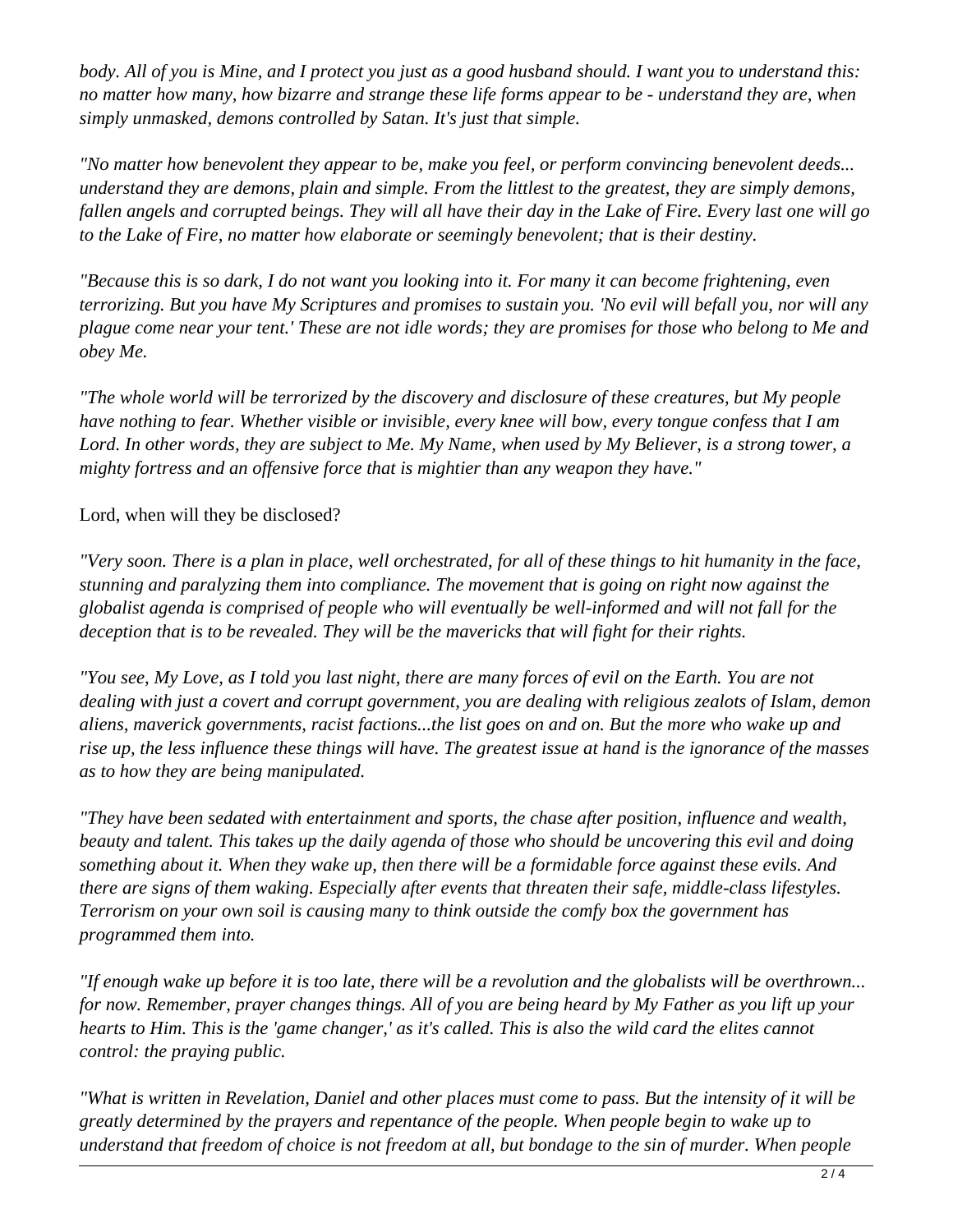*body. All of you is Mine, and I protect you just as a good husband should. I want you to understand this: no matter how many, how bizarre and strange these life forms appear to be - understand they are, when simply unmasked, demons controlled by Satan. It's just that simple.*

*"No matter how benevolent they appear to be, make you feel, or perform convincing benevolent deeds... understand they are demons, plain and simple. From the littlest to the greatest, they are simply demons, fallen angels and corrupted beings. They will all have their day in the Lake of Fire. Every last one will go to the Lake of Fire, no matter how elaborate or seemingly benevolent; that is their destiny.*

*"Because this is so dark, I do not want you looking into it. For many it can become frightening, even terrorizing. But you have My Scriptures and promises to sustain you. 'No evil will befall you, nor will any plague come near your tent.' These are not idle words; they are promises for those who belong to Me and obey Me.*

*"The whole world will be terrorized by the discovery and disclosure of these creatures, but My people have nothing to fear. Whether visible or invisible, every knee will bow, every tongue confess that I am Lord. In other words, they are subject to Me. My Name, when used by My Believer, is a strong tower, a mighty fortress and an offensive force that is mightier than any weapon they have."*

Lord, when will they be disclosed?

*"Very soon. There is a plan in place, well orchestrated, for all of these things to hit humanity in the face, stunning and paralyzing them into compliance. The movement that is going on right now against the globalist agenda is comprised of people who will eventually be well-informed and will not fall for the deception that is to be revealed. They will be the mavericks that will fight for their rights.*

*"You see, My Love, as I told you last night, there are many forces of evil on the Earth. You are not dealing with just a covert and corrupt government, you are dealing with religious zealots of Islam, demon aliens, maverick governments, racist factions...the list goes on and on. But the more who wake up and rise up, the less influence these things will have. The greatest issue at hand is the ignorance of the masses as to how they are being manipulated.*

*"They have been sedated with entertainment and sports, the chase after position, influence and wealth, beauty and talent. This takes up the daily agenda of those who should be uncovering this evil and doing something about it. When they wake up, then there will be a formidable force against these evils. And there are signs of them waking. Especially after events that threaten their safe, middle-class lifestyles. Terrorism on your own soil is causing many to think outside the comfy box the government has programmed them into.*

*"If enough wake up before it is too late, there will be a revolution and the globalists will be overthrown... for now. Remember, prayer changes things. All of you are being heard by My Father as you lift up your hearts to Him. This is the 'game changer,' as it's called. This is also the wild card the elites cannot control: the praying public.*

*"What is written in Revelation, Daniel and other places must come to pass. But the intensity of it will be greatly determined by the prayers and repentance of the people. When people begin to wake up to understand that freedom of choice is not freedom at all, but bondage to the sin of murder. When people*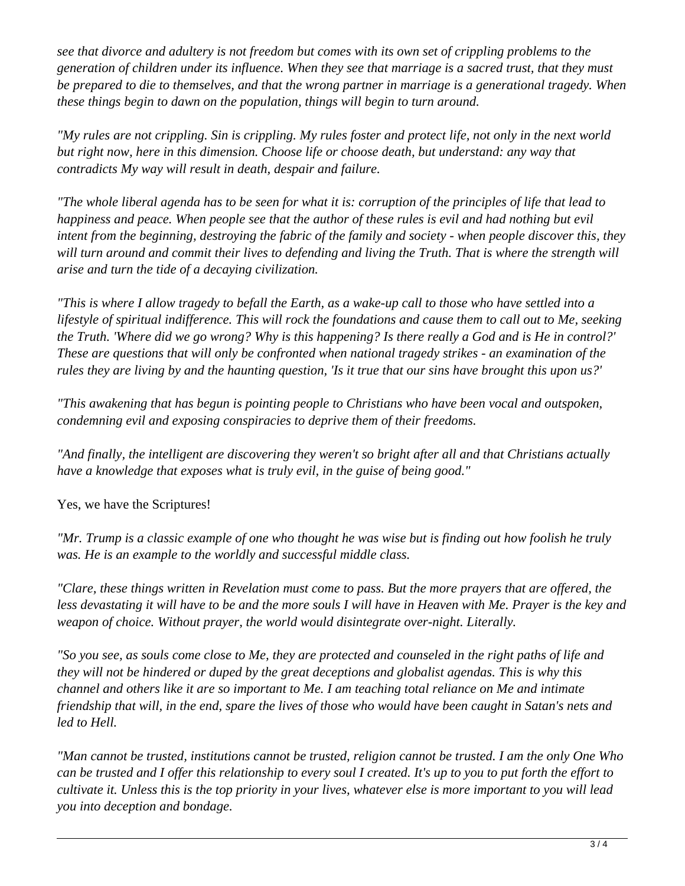*see that divorce and adultery is not freedom but comes with its own set of crippling problems to the generation of children under its influence. When they see that marriage is a sacred trust, that they must be prepared to die to themselves, and that the wrong partner in marriage is a generational tragedy. When these things begin to dawn on the population, things will begin to turn around.*

*"My rules are not crippling. Sin is crippling. My rules foster and protect life, not only in the next world but right now, here in this dimension. Choose life or choose death, but understand: any way that contradicts My way will result in death, despair and failure.*

*"The whole liberal agenda has to be seen for what it is: corruption of the principles of life that lead to happiness and peace. When people see that the author of these rules is evil and had nothing but evil intent from the beginning, destroying the fabric of the family and society - when people discover this, they will turn around and commit their lives to defending and living the Truth. That is where the strength will arise and turn the tide of a decaying civilization.*

*"This is where I allow tragedy to befall the Earth, as a wake-up call to those who have settled into a lifestyle of spiritual indifference. This will rock the foundations and cause them to call out to Me, seeking the Truth. 'Where did we go wrong? Why is this happening? Is there really a God and is He in control?' These are questions that will only be confronted when national tragedy strikes - an examination of the rules they are living by and the haunting question, 'Is it true that our sins have brought this upon us?'*

*"This awakening that has begun is pointing people to Christians who have been vocal and outspoken, condemning evil and exposing conspiracies to deprive them of their freedoms.*

*"And finally, the intelligent are discovering they weren't so bright after all and that Christians actually have a knowledge that exposes what is truly evil, in the guise of being good."*

Yes, we have the Scriptures!

*"Mr. Trump is a classic example of one who thought he was wise but is finding out how foolish he truly was. He is an example to the worldly and successful middle class.*

*"Clare, these things written in Revelation must come to pass. But the more prayers that are offered, the less devastating it will have to be and the more souls I will have in Heaven with Me. Prayer is the key and weapon of choice. Without prayer, the world would disintegrate over-night. Literally.*

*"So you see, as souls come close to Me, they are protected and counseled in the right paths of life and they will not be hindered or duped by the great deceptions and globalist agendas. This is why this channel and others like it are so important to Me. I am teaching total reliance on Me and intimate friendship that will, in the end, spare the lives of those who would have been caught in Satan's nets and led to Hell.*

*"Man cannot be trusted, institutions cannot be trusted, religion cannot be trusted. I am the only One Who can be trusted and I offer this relationship to every soul I created. It's up to you to put forth the effort to cultivate it. Unless this is the top priority in your lives, whatever else is more important to you will lead you into deception and bondage.*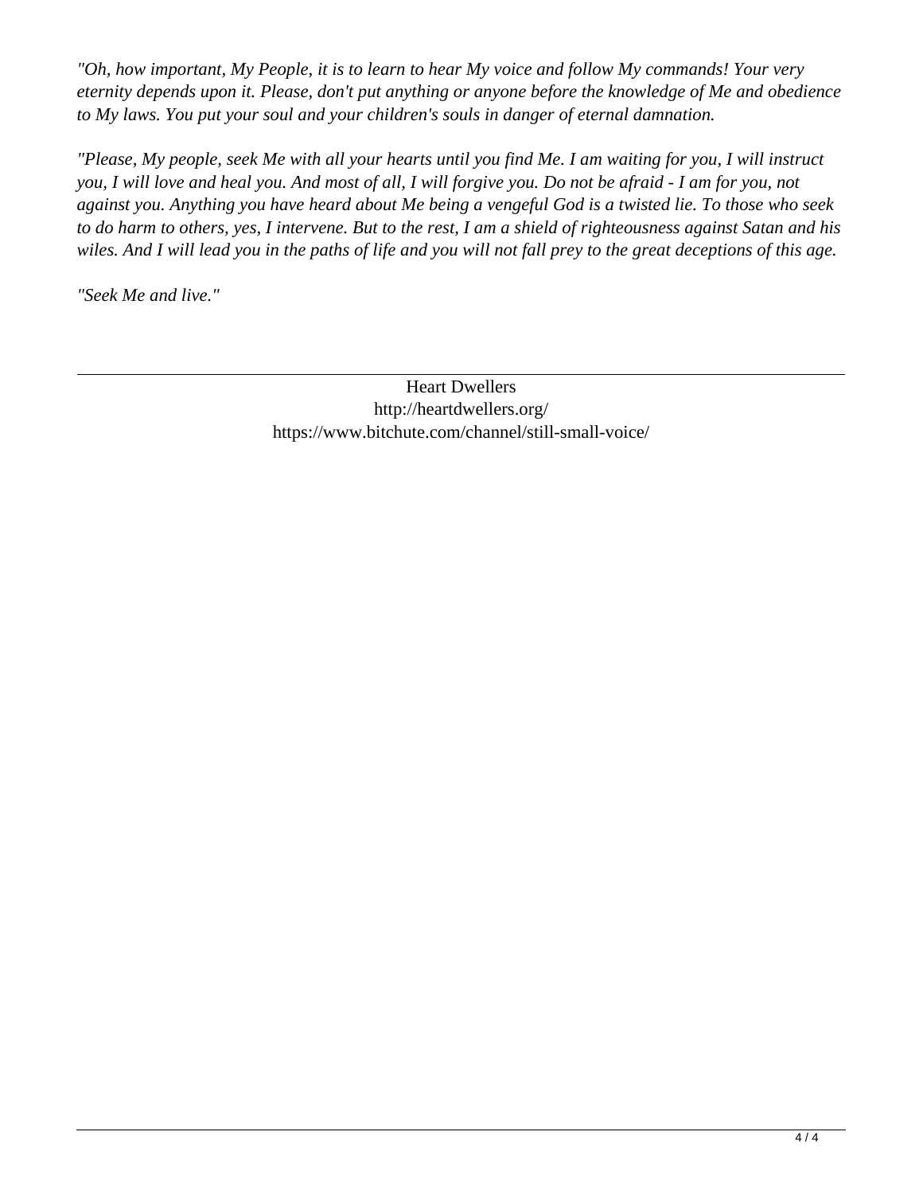*"Oh, how important, My People, it is to learn to hear My voice and follow My commands! Your very eternity depends upon it. Please, don't put anything or anyone before the knowledge of Me and obedience to My laws. You put your soul and your children's souls in danger of eternal damnation.*

*"Please, My people, seek Me with all your hearts until you find Me. I am waiting for you, I will instruct you, I will love and heal you. And most of all, I will forgive you. Do not be afraid - I am for you, not against you. Anything you have heard about Me being a vengeful God is a twisted lie. To those who seek to do harm to others, yes, I intervene. But to the rest, I am a shield of righteousness against Satan and his wiles. And I will lead you in the paths of life and you will not fall prey to the great deceptions of this age.*

*"Seek Me and live."*

---

Heart Dwellers
http://heartdwellers.org/
https://www.bitchute.com/channel/still-small-voice/